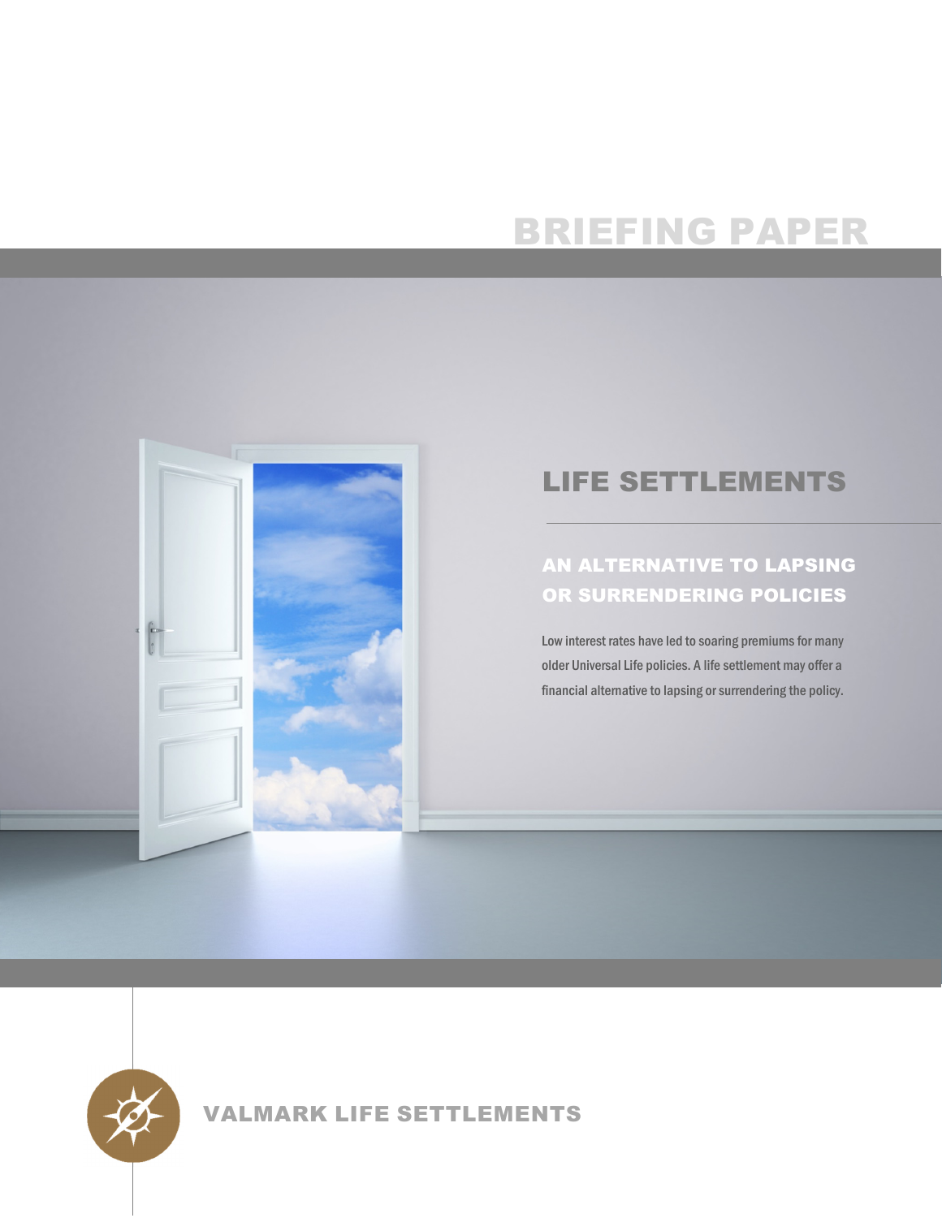# BRIEFING PAPER

## LIFE SETTLEMENTS

### AN ALTERNATIVE TO LAPSING OR SURRENDERING POLICIES

Low interest rates have led to soaring premiums for many older Universal Life policies. A life settlement may offer a financial alternative to lapsing or surrendering the policy.

**VALMARK LIFE SETTLEMENTS**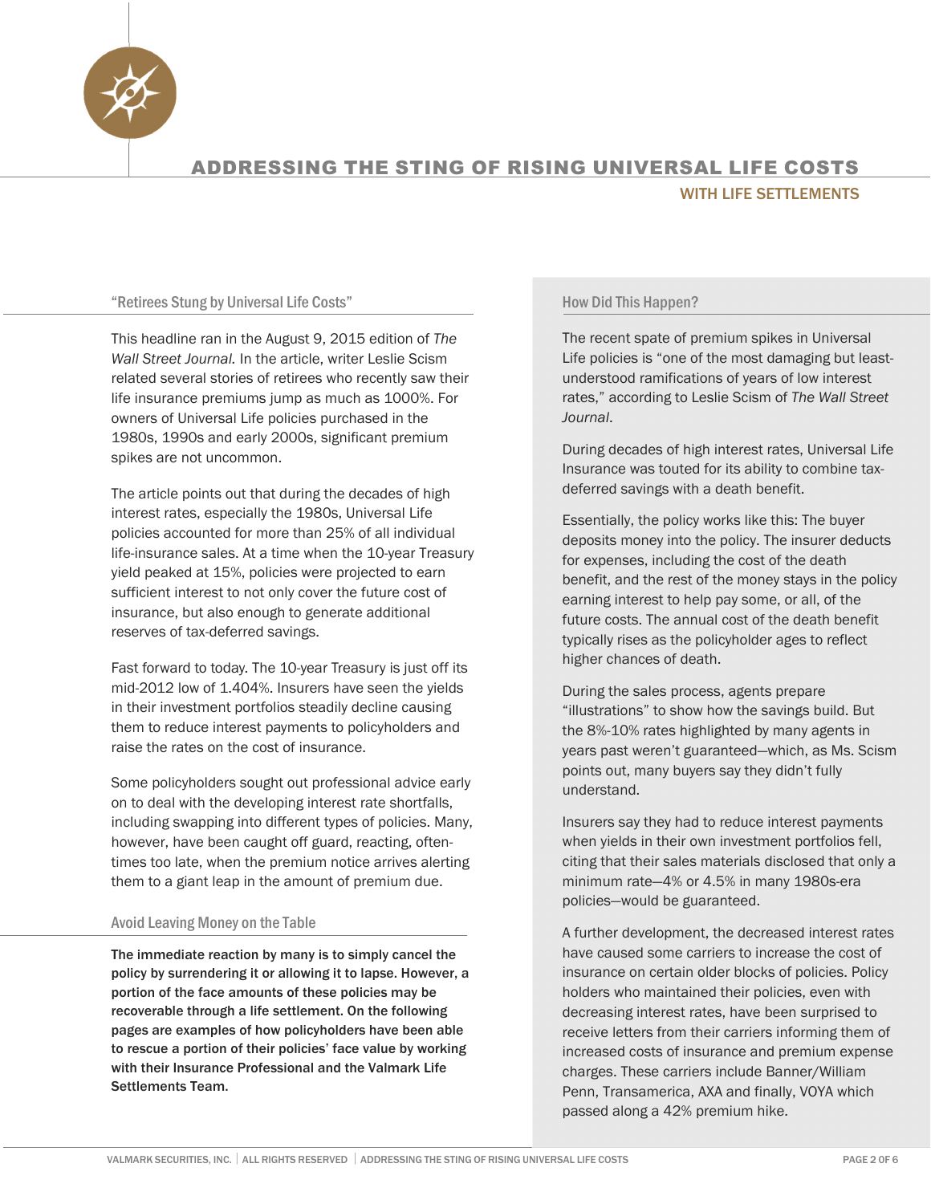# ADDRESSING THE STING OF RISING UNIVERSAL LIFE COSTS

## WITH LIFE SETTLEMENTS

### "Retirees Stung by Universal Life Costs"

This headline ran in the August 9, 2015 edition of *The Wall Street Journal*. In the article, writer Leslie Scism related several stories of retirees who recently saw their life insurance premiums jump as much as 1000%. For owners of Universal Life policies purchased in the 1980s, 1990s and early 2000s, significant premium spikes are not uncommon.

The article points out that during the decades of high interest rates, especially the 1980s, Universal Life policies accounted for more than 25% of all individual life-insurance sales. At a time when the 10-year Treasury yield peaked at 15%, policies were projected to earn sufficient interest to not only cover the future cost of insurance, but also enough to generate additional reserves of tax-deferred savings.

Fast forward to today. The 10-year Treasury is just off its mid-2012 low of 1.404%. Insurers have seen the yields in their investment portfolios steadily decline causing them to reduce interest payments to policyholders and raise the rates on the cost of insurance.

Some policyholders sought out professional advice early on to deal with the developing interest rate shortfalls, including swapping into different types of policies. Many, however, have been caught off guard, reacting, often-times too late, when the premium notice arrives alerting them to a giant leap in the amount of premium due.

### Avoid Leaving Money on the Table

**The immediate reaction by many is to simply cancel the policy by surrendering it or allowing it to lapse. However, a portion of the face amounts of these policies may be recoverable through a life settlement. On the following pages are examples of how policyholders have been able to rescue a portion of their policies' face value by working with their Insurance Professional and the Valmark Life Settlements Team.**

### How Did This Happen?

The recent spate of premium spikes in Universal Life policies is "one of the most damaging but least-understood ramifications of years of low interest rates," according to Leslie Scism of *The Wall Street Journal*.

During decades of high interest rates, Universal Life Insurance was touted for its ability to combine tax-deferred savings with a death benefit.

Essentially, the policy works like this: The buyer deposits money into the policy. The insurer deducts for expenses, including the cost of the death benefit, and the rest of the money stays in the policy earning interest to help pay some, or all, of the future costs. The annual cost of the death benefit typically rises as the policyholder ages to reflect higher chances of death.

During the sales process, agents prepare "illustrations" to show how the savings build. But the 8%-10% rates highlighted by many agents in years past weren't guaranteed—which, as Ms. Scism points out, many buyers say they didn't fully understand.

Insurers say they had to reduce interest payments when yields in their own investment portfolios fell, citing that their sales materials disclosed that only a minimum rate—4% or 4.5% in many 1980s-era policies—would be guaranteed.

A further development, the decreased interest rates have caused some carriers to increase the cost of insurance on certain older blocks of policies. Policy holders who maintained their policies, even with decreasing interest rates, have been surprised to receive letters from their carriers informing them of increased costs of insurance and premium expense charges. These carriers include Banner/William Penn, Transamerica, AXA and finally, VOYA which passed along a 42% premium hike.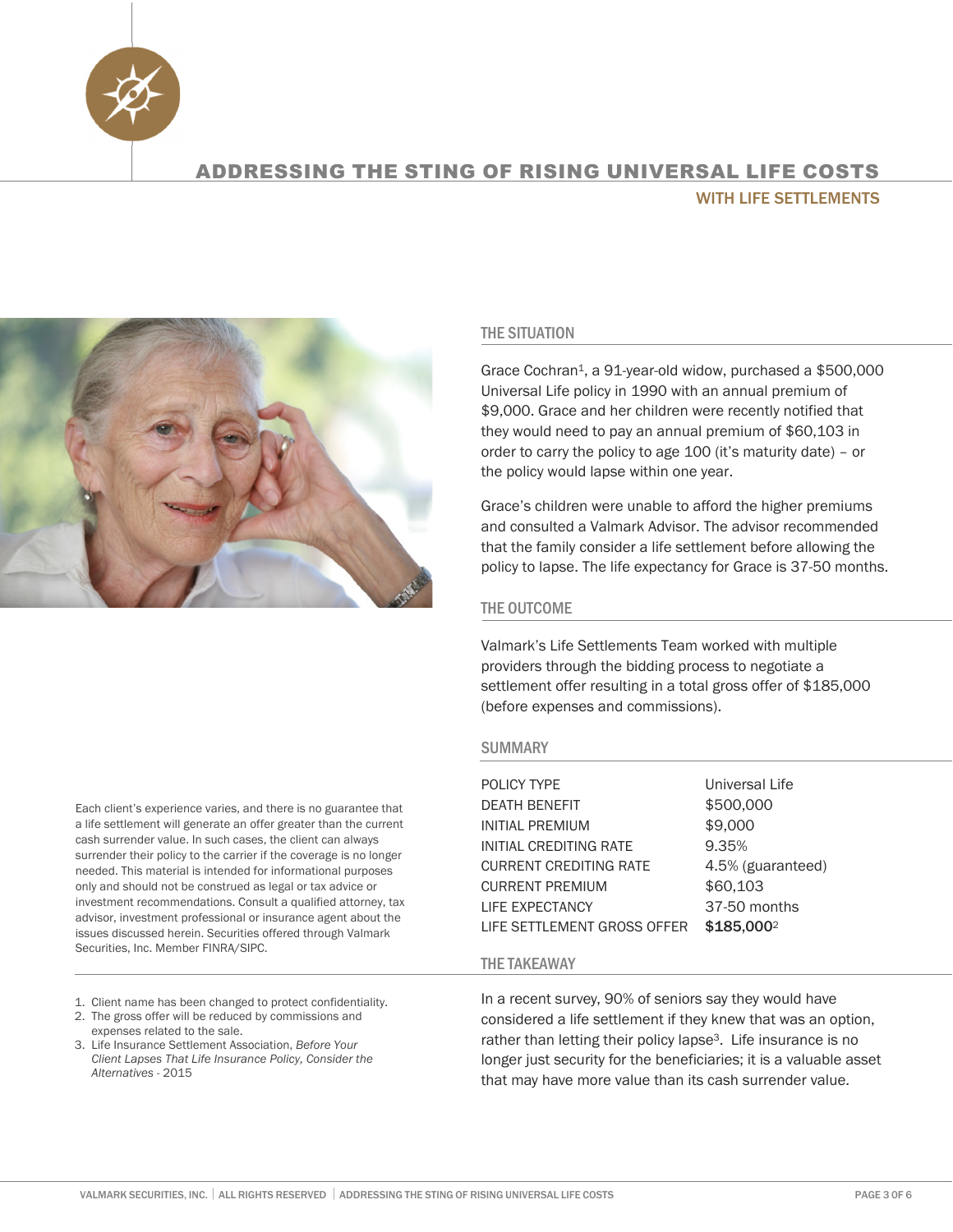# ADDRESSING THE STING OF RISING UNIVERSAL LIFE COSTS

## WITH LIFE SETTLEMENTS

### THE SITUATION

Grace Cochran[1], a 91-year-old widow, purchased a $500,000 Universal Life policy in 1990 with an annual premium of $9,000. Grace and her children were recently notified that they would need to pay an annual premium of $60,103 in order to carry the policy to age 100 (it's maturity date) – or the policy would lapse within one year.

Grace's children were unable to afford the higher premiums and consulted a Valmark Advisor. The advisor recommended that the family consider a life settlement before allowing the policy to lapse. The life expectancy for Grace is 37-50 months.

### THE OUTCOME

Valmark's Life Settlements Team worked with multiple providers through the bidding process to negotiate a settlement offer resulting in a total gross offer of $185,000 (before expenses and commissions).

### SUMMARY

| | |
|---|---|
| POLICY TYPE | Universal Life |
| DEATH BENEFIT | $500,000 |
| INITIAL PREMIUM | $9,000 |
| INITIAL CREDITING RATE | 9.35% |
| CURRENT CREDITING RATE | 4.5% (guaranteed) |
| CURRENT PREMIUM | $60,103 |
| LIFE EXPECTANCY | 37-50 months |
| LIFE SETTLEMENT GROSS OFFER | **$185,000**[2] |

### THE TAKEAWAY

In a recent survey, 90% of seniors say they would have considered a life settlement if they knew that was an option, rather than letting their policy lapse[3]. Life insurance is no longer just security for the beneficiaries; it is a valuable asset that may have more value than its cash surrender value.

Each client's experience varies, and there is no guarantee that a life settlement will generate an offer greater than the current cash surrender value. In such cases, the client can always surrender their policy to the carrier if the coverage is no longer needed. This material is intended for informational purposes only and should not be construed as legal or tax advice or investment recommendations. Consult a qualified attorney, tax advisor, investment professional or insurance agent about the issues discussed herein. Securities offered through Valmark Securities, Inc. Member FINRA/SIPC.

1. Client name has been changed to protect confidentiality.
2. The gross offer will be reduced by commissions and expenses related to the sale.
3. Life Insurance Settlement Association, *Before Your Client Lapses That Life Insurance Policy, Consider the Alternatives* - 2015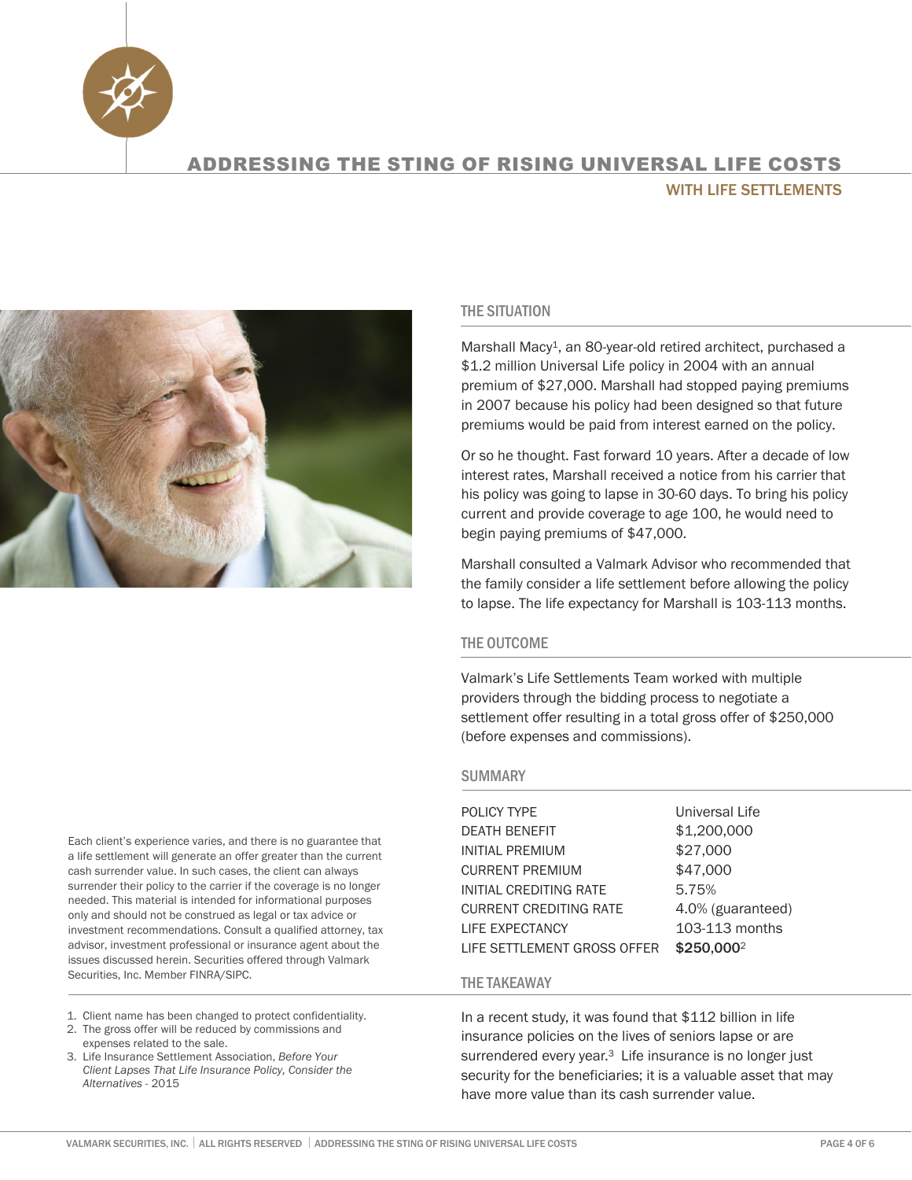# ADDRESSING THE STING OF RISING UNIVERSAL LIFE COSTS

## WITH LIFE SETTLEMENTS

### THE SITUATION

Marshall Macy[1], an 80-year-old retired architect, purchased a $1.2 million Universal Life policy in 2004 with an annual premium of $27,000. Marshall had stopped paying premiums in 2007 because his policy had been designed so that future premiums would be paid from interest earned on the policy.

Or so he thought. Fast forward 10 years. After a decade of low interest rates, Marshall received a notice from his carrier that his policy was going to lapse in 30-60 days. To bring his policy current and provide coverage to age 100, he would need to begin paying premiums of $47,000.

Marshall consulted a Valmark Advisor who recommended that the family consider a life settlement before allowing the policy to lapse. The life expectancy for Marshall is 103-113 months.

### THE OUTCOME

Valmark's Life Settlements Team worked with multiple providers through the bidding process to negotiate a settlement offer resulting in a total gross offer of $250,000 (before expenses and commissions).

### SUMMARY

| | |
|---|---|
| POLICY TYPE | Universal Life |
| DEATH BENEFIT | $1,200,000 |
| INITIAL PREMIUM | $27,000 |
| CURRENT PREMIUM | $47,000 |
| INITIAL CREDITING RATE | 5.75% |
| CURRENT CREDITING RATE | 4.0% (guaranteed) |
| LIFE EXPECTANCY | 103-113 months |
| LIFE SETTLEMENT GROSS OFFER | **$250,000**[2] |

### THE TAKEAWAY

In a recent study, it was found that $112 billion in life insurance policies on the lives of seniors lapse or are surrendered every year.[3] Life insurance is no longer just security for the beneficiaries; it is a valuable asset that may have more value than its cash surrender value.

Each client's experience varies, and there is no guarantee that a life settlement will generate an offer greater than the current cash surrender value. In such cases, the client can always surrender their policy to the carrier if the coverage is no longer needed. This material is intended for informational purposes only and should not be construed as legal or tax advice or investment recommendations. Consult a qualified attorney, tax advisor, investment professional or insurance agent about the issues discussed herein. Securities offered through Valmark Securities, Inc. Member FINRA/SIPC.

1. Client name has been changed to protect confidentiality.
2. The gross offer will be reduced by commissions and expenses related to the sale.
3. Life Insurance Settlement Association, *Before Your Client Lapses That Life Insurance Policy, Consider the Alternatives* - 2015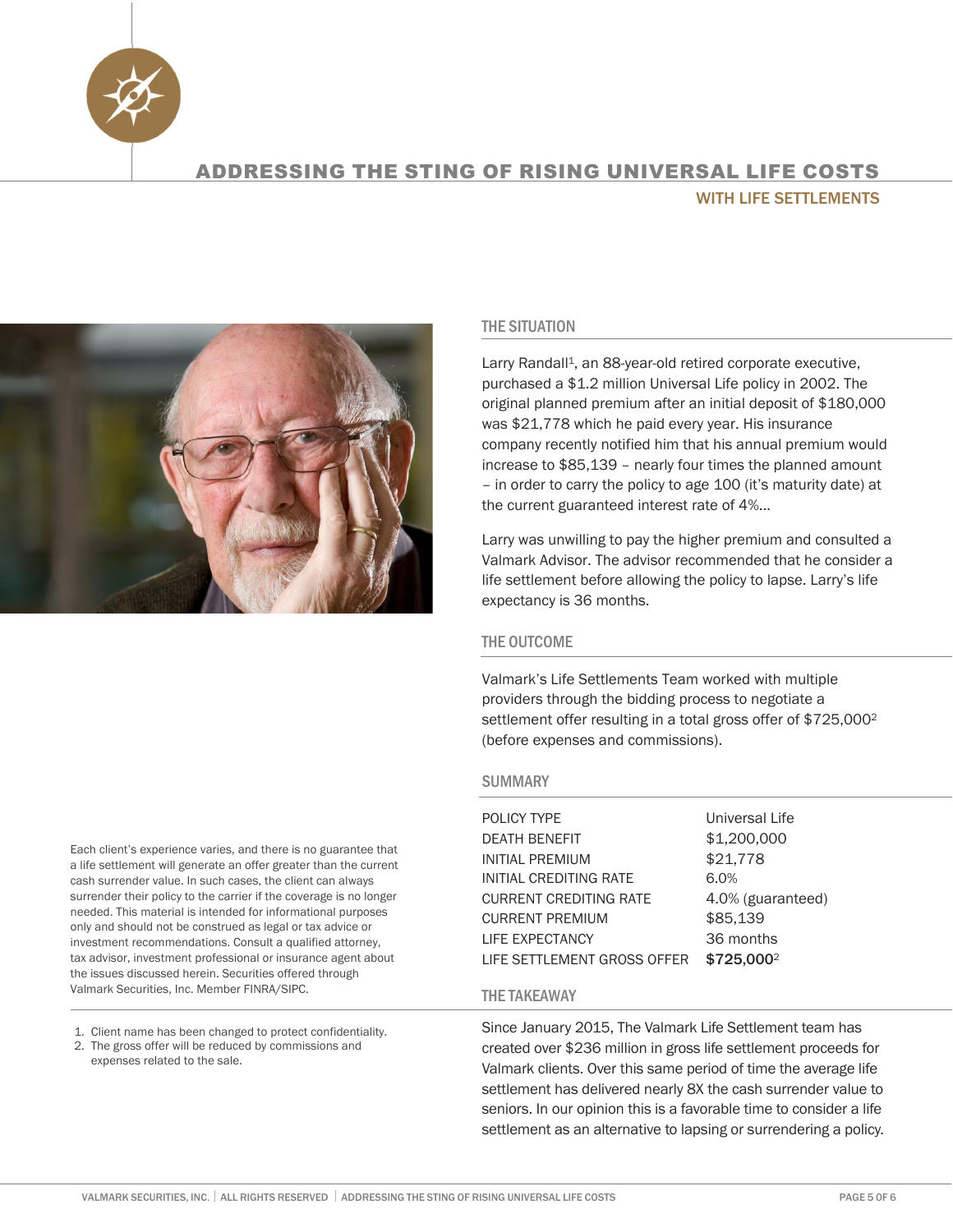# ADDRESSING THE STING OF RISING UNIVERSAL LIFE COSTS

## WITH LIFE SETTLEMENTS

### THE SITUATION

Larry Randall[1], an 88-year-old retired corporate executive, purchased a $1.2 million Universal Life policy in 2002. The original planned premium after an initial deposit of $180,000 was $21,778 which he paid every year. His insurance company recently notified him that his annual premium would increase to $85,139 – nearly four times the planned amount – in order to carry the policy to age 100 (it's maturity date) at the current guaranteed interest rate of 4%...

Larry was unwilling to pay the higher premium and consulted a Valmark Advisor. The advisor recommended that he consider a life settlement before allowing the policy to lapse. Larry's life expectancy is 36 months.

### THE OUTCOME

Valmark's Life Settlements Team worked with multiple providers through the bidding process to negotiate a settlement offer resulting in a total gross offer of $725,000[2] (before expenses and commissions).

### SUMMARY

| | |
|---|---|
| POLICY TYPE | Universal Life |
| DEATH BENEFIT | $1,200,000 |
| INITIAL PREMIUM | $21,778 |
| INITIAL CREDITING RATE | 6.0% |
| CURRENT CREDITING RATE | 4.0% (guaranteed) |
| CURRENT PREMIUM | $85,139 |
| LIFE EXPECTANCY | 36 months |
| LIFE SETTLEMENT GROSS OFFER | **$725,000**[2] |

### THE TAKEAWAY

Since January 2015, The Valmark Life Settlement team has created over $236 million in gross life settlement proceeds for Valmark clients. Over this same period of time the average life settlement has delivered nearly 8X the cash surrender value to seniors. In our opinion this is a favorable time to consider a life settlement as an alternative to lapsing or surrendering a policy.

Each client's experience varies, and there is no guarantee that a life settlement will generate an offer greater than the current cash surrender value. In such cases, the client can always surrender their policy to the carrier if the coverage is no longer needed. This material is intended for informational purposes only and should not be construed as legal or tax advice or investment recommendations. Consult a qualified attorney, tax advisor, investment professional or insurance agent about the issues discussed herein. Securities offered through Valmark Securities, Inc. Member FINRA/SIPC.

1. Client name has been changed to protect confidentiality.
2. The gross offer will be reduced by commissions and expenses related to the sale.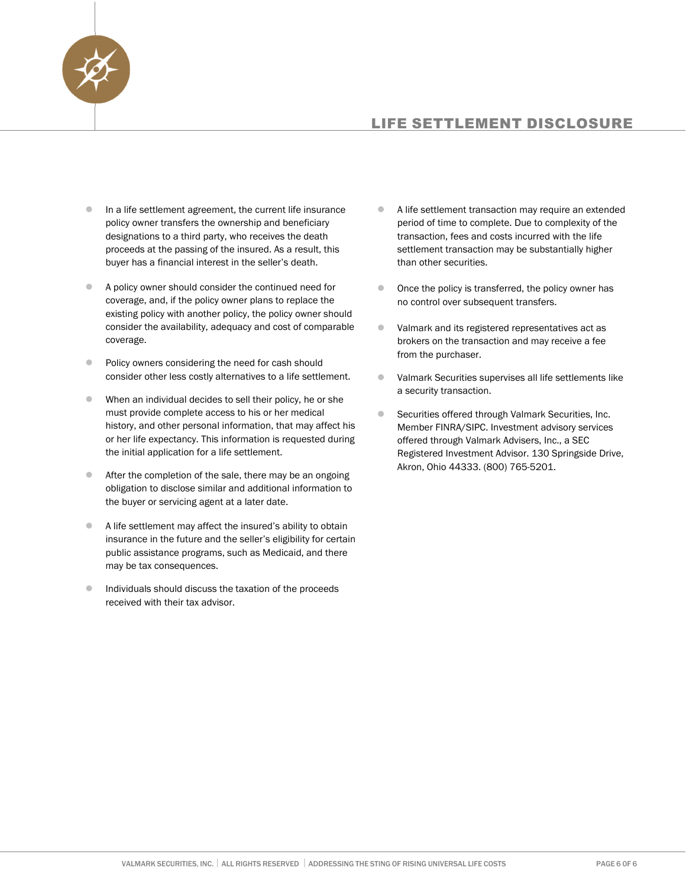# LIFE SETTLEMENT DISCLOSURE

- In a life settlement agreement, the current life insurance policy owner transfers the ownership and beneficiary designations to a third party, who receives the death proceeds at the passing of the insured. As a result, this buyer has a financial interest in the seller's death.
- A policy owner should consider the continued need for coverage, and, if the policy owner plans to replace the existing policy with another policy, the policy owner should consider the availability, adequacy and cost of comparable coverage.
- Policy owners considering the need for cash should consider other less costly alternatives to a life settlement.
- When an individual decides to sell their policy, he or she must provide complete access to his or her medical history, and other personal information, that may affect his or her life expectancy. This information is requested during the initial application for a life settlement.
- After the completion of the sale, there may be an ongoing obligation to disclose similar and additional information to the buyer or servicing agent at a later date.
- A life settlement may affect the insured's ability to obtain insurance in the future and the seller's eligibility for certain public assistance programs, such as Medicaid, and there may be tax consequences.
- Individuals should discuss the taxation of the proceeds received with their tax advisor.
- A life settlement transaction may require an extended period of time to complete. Due to complexity of the transaction, fees and costs incurred with the life settlement transaction may be substantially higher than other securities.
- Once the policy is transferred, the policy owner has no control over subsequent transfers.
- Valmark and its registered representatives act as brokers on the transaction and may receive a fee from the purchaser.
- Valmark Securities supervises all life settlements like a security transaction.
- Securities offered through Valmark Securities, Inc. Member FINRA/SIPC. Investment advisory services offered through Valmark Advisers, Inc., a SEC Registered Investment Advisor. 130 Springside Drive, Akron, Ohio 44333. (800) 765-5201.